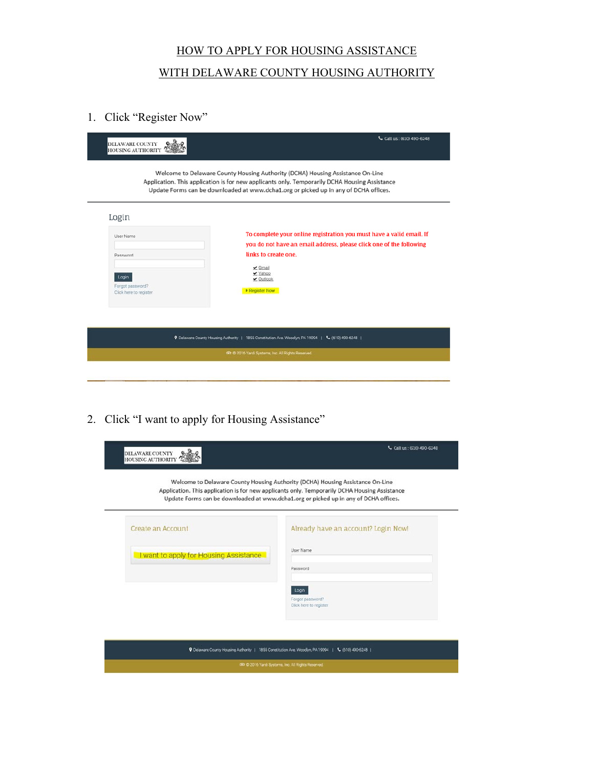# HOW TO APPLY FOR HOUSING ASSISTANCE

# WITH DELAWARE COUNTY HOUSING AUTHORITY

1. Click "Register Now"

DELAWARE COUNTY HOUSING AUTHORITY

Call us : (610) 490-6248

Welcome to Delaware County Housing Authority (DCHA) Housing Assistance On-Line Application. This application is for new applicants only. Temporarily DCHA Housing Assistance Update Forms can be downloaded at www.dcha1.org or picked up in any of DCHA offices.

Login

User Name

Password

Login

Forgot password?

Click here to register

To complete your online registration you must have a valid email. If you do not have an email address, please click one of the following links to create one.

- Gmail
- Yahoo
- Outlook

Register Now

Delaware County Housing Authority | 1855 Constitution Ave. Woodlyn, PA 19094 | (610) 490-6248 |

© 2016 Yardi Systems, Inc. All Rights Reserved.

2. Click "I want to apply for Housing Assistance"

DELAWARE COUNTY HOUSING AUTHORITY

Call us : (610) 490-6248

Welcome to Delaware County Housing Authority (DCHA) Housing Assistance On-Line Application. This application is for new applicants only. Temporarily DCHA Housing Assistance Update Forms can be downloaded at www.dcha1.org or picked up in any of DCHA offices.

Create an Account

I want to apply for Housing Assistance

Already have an account? Login Now!

User Name

Password

Login

Forgot password?

Click here to register

Delaware County Housing Authority | 1855 Constitution Ave. Woodlyn, PA 19094 | (610) 490-6248 |

© 2016 Yardi Systems, Inc. All Rights Reserved.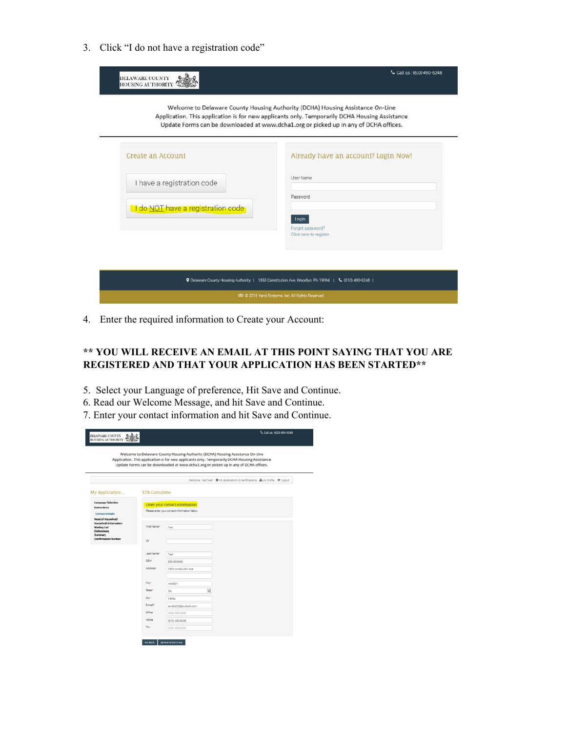3. Click "I do not have a registration code"

Call us : (610) 490-6248

DELAWARE COUNTY HOUSING AUTHORITY

Welcome to Delaware County Housing Authority (DCHA) Housing Assistance On-Line Application. This application is for new applicants only. Temporarily DCHA Housing Assistance Update Forms can be downloaded at www.dcha1.org or picked up in any of DCHA offices.

Create an Account

I have a registration code

I do NOT have a registration code

Already have an account? Login Now!

User Name

Password

Login

Forgot password?
Click here to register

Delaware County Housing Authority | 1855 Constitution Ave. Woodlyn, PA 19094 | (610) 490-6248 |

© 2016 Yardi Systems, Inc. All Rights Reserved.

4. Enter the required information to Create your Account:

**\*\* YOU WILL RECEIVE AN EMAIL AT THIS POINT SAYING THAT YOU ARE REGISTERED AND THAT YOUR APPLICATION HAS BEEN STARTED\*\***

5. Select your Language of preference, Hit Save and Continue.
6. Read our Welcome Message, and hit Save and Continue.
7. Enter your contact information and hit Save and Continue.

DELAWARE COUNTY HOUSING AUTHORITY

Call us : (610) 490-6248

Welcome to Delaware County Housing Authority (DCHA) Housing Assistance On-Line Application. This application is for new applicants only. Temporarily DCHA Housing Assistance Update Forms can be downloaded at www.dcha1.org or picked up in any of DCHA offices.

Welcome, Test Test | My Applications & Certifications | My Profile | Logout

My Application...

- Language Selection
- Instructions
- Contact Details
- Head of Household
- Household Information
- Waiting List
- Preferences
- Summary
- Confirmation Number

13% Complete

Enter your contact information

Please enter your contact information below.

| Field | Value |
| --- | --- |
| First Name* | Test |
| MI | |
| Last Name* | Test |
| SSN* | 999-99-9999 |
| Address* | 1855 constitution ave |
| City* | woodlyn |
| State* | PA |
| Zip* | 19094 |
| E-mail* | sstudio026@outlook.com |
| Office | (555) 555-5555 |
| Home | (610) 490-6208 |
| Fax | (555) 555-5555 |

Go Back | Save and Continue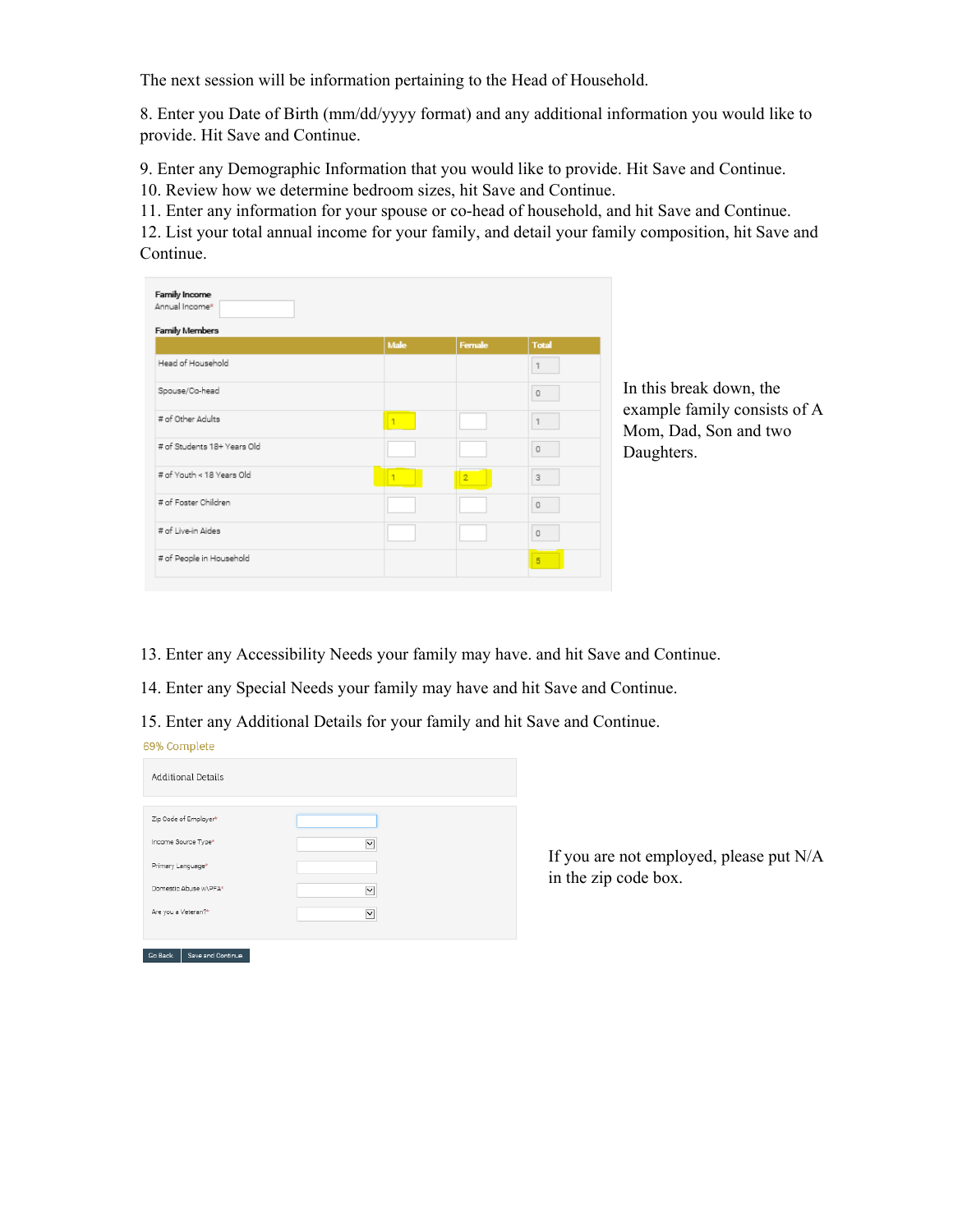The next session will be information pertaining to the Head of Household.

8. Enter you Date of Birth (mm/dd/yyyy format) and any additional information you would like to provide. Hit Save and Continue.

9. Enter any Demographic Information that you would like to provide. Hit Save and Continue.
10. Review how we determine bedroom sizes, hit Save and Continue.
11. Enter any information for your spouse or co-head of household, and hit Save and Continue.
12. List your total annual income for your family, and detail your family composition, hit Save and Continue.

**Family Income**

Annual Income*

**Family Members**

| | Male | Female | Total |
|---|---|---|---|
| Head of Household | | | 1 |
| Spouse/Co-head | | | 0 |
| # of Other Adults | 1 | | 1 |
| # of Students 18+ Years Old | | | 0 |
| # of Youth < 18 Years Old | 1 | 2 | 3 |
| # of Foster Children | | | 0 |
| # of Live-in Aides | | | 0 |
| # of People in Household | | | 5 |

In this break down, the example family consists of A Mom, Dad, Son and two Daughters.

13. Enter any Accessibility Needs your family may have. and hit Save and Continue.

14. Enter any Special Needs your family may have and hit Save and Continue.

15. Enter any Additional Details for your family and hit Save and Continue.

69% Complete

Additional Details

- Zip Code of Employer*
- Income Source Type*
- Primary Language*
- Domestic Abuse w\PFA*
- Are you a Veteran?*

Go Back | Save and Continue

If you are not employed, please put N/A in the zip code box.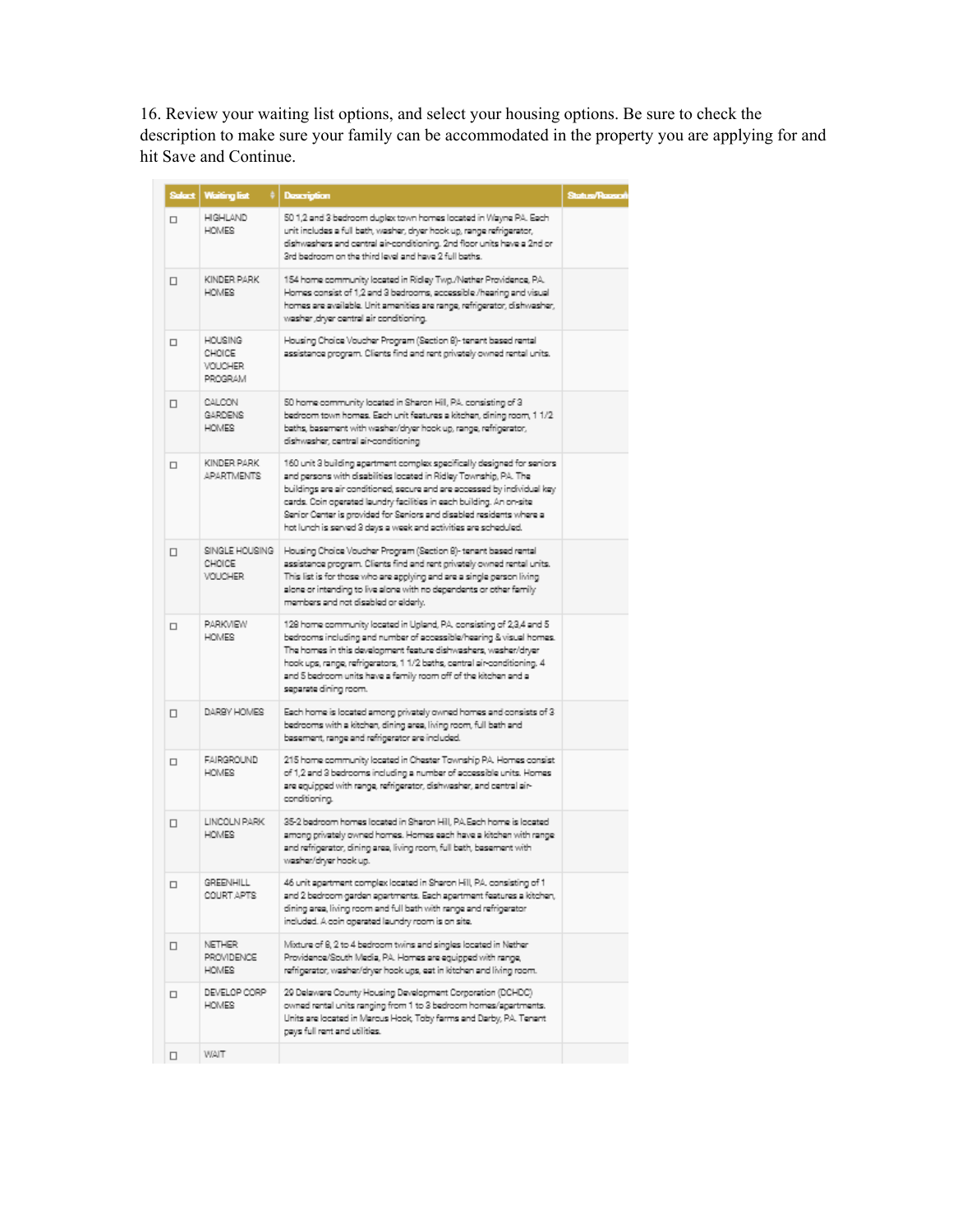16. Review your waiting list options, and select your housing options. Be sure to check the description to make sure your family can be accommodated in the property you are applying for and hit Save and Continue.

| Select | Waiting list | Description | Status/Reason |
|---|---|---|---|
| ☐ | HIGHLAND HOMES | 50 1,2 and 3 bedroom duplex town homes located in Wayne PA. Each unit includes a full bath, washer, dryer hook up, range refrigerator, dishwashers and central air-conditioning. 2nd floor units have a 2nd or 3rd bedroom on the third level and have 2 full baths. | |
| ☐ | KINDER PARK HOMES | 154 home community located in Ridley Twp./Nether Providence, PA. Homes consist of 1,2 and 3 bedrooms, accessible/hearing and visual homes are available. Unit amenities are range, refrigerator, dishwasher, washer, dryer central air conditioning. | |
| ☐ | HOUSING CHOICE VOUCHER PROGRAM | Housing Choice Voucher Program (Section 8)- tenant based rental assistance program. Clients find and rent privately owned rental units. | |
| ☐ | CALCON GARDENS HOMES | 50 home community located in Sharon Hill, PA. consisting of 3 bedroom town homes. Each unit features a kitchen, dining room, 1 1/2 baths, basement with washer/dryer hook up, range, refrigerator, dishwasher, central air-conditioning | |
| ☐ | KINDER PARK APARTMENTS | 160 unit 3 building apartment complex specifically designed for seniors and persons with disabilities located in Ridley Township, PA. The buildings are air conditioned, secure and are accessed by individual key cards. Coin operated laundry facilities in each building. An on-site Senior Center is provided for Seniors and disabled residents where a hot lunch is served 3 days a week and activities are scheduled. | |
| ☐ | SINGLE HOUSING CHOICE VOUCHER | Housing Choice Voucher Program (Section 8)- tenant based rental assistance program. Clients find and rent privately owned rental units. This list is for those who are applying and are a single person living alone or intending to live alone with no dependents or other family members and not disabled or elderly. | |
| ☐ | PARKVIEW HOMES | 128 home community located in Upland, PA. consisting of 2,3,4 and 5 bedrooms including and number of accessible/hearing & visual homes. The homes in this development feature dishwashers, washer/dryer hook ups, range, refrigerators, 1 1/2 baths, central air-conditioning. 4 and 5 bedroom units have a family room off of the kitchen and a separate dining room. | |
| ☐ | DARBY HOMES | Each home is located among privately owned homes and consists of 3 bedrooms with a kitchen, dining area, living room, full bath and basement, range and refrigerator are included. | |
| ☐ | FAIRGROUND HOMES | 215 home community located in Chester Township PA. Homes consist of 1,2 and 3 bedrooms including a number of accessible units. Homes are equipped with range, refrigerator, dishwasher, and central air-conditioning. | |
| ☐ | LINCOLN PARK HOMES | 35-2 bedroom homes located in Sharon Hill, PA. Each home is located among privately owned homes. Homes each have a kitchen with range and refrigerator, dining area, living room, full bath, basement with washer/dryer hook up. | |
| ☐ | GREENHILL COURT APTS | 46 unit apartment complex located in Sharon Hill, PA. consisting of 1 and 2 bedroom garden apartments. Each apartment features a kitchen, dining area, living room and full bath with range and refrigerator included. A coin operated laundry room is on site. | |
| ☐ | NETHER PROVIDENCE HOMES | Mixture of 8, 2 to 4 bedroom twins and singles located in Nether Providence/South Media, PA. Homes are equipped with range, refrigerator, washer/dryer hook ups, eat in kitchen and living room. | |
| ☐ | DEVELOP CORP HOMES | 29 Delaware County Housing Development Corporation (DCHDC) owned rental units ranging from 1 to 3 bedroom homes/apartments. Units are located in Marcus Hook, Toby farms and Darby, PA. Tenant pays full rent and utilities. | |
| ☐ | WAIT | | |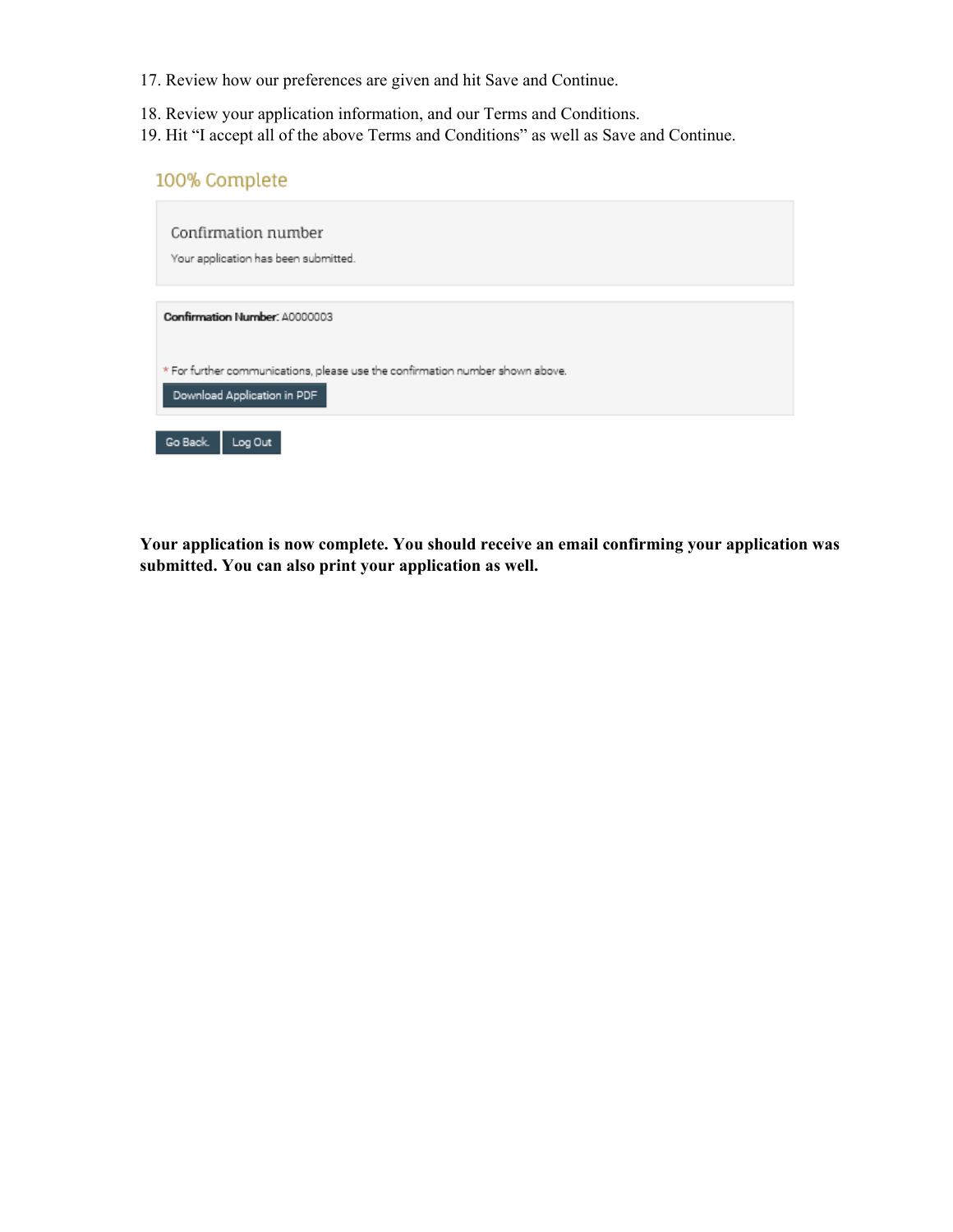17. Review how our preferences are given and hit Save and Continue.
18. Review your application information, and our Terms and Conditions.
19. Hit "I accept all of the above Terms and Conditions" as well as Save and Continue.

100% Complete

Confirmation number

Your application has been submitted.

**Confirmation Number:** A0000003

* For further communications, please use the confirmation number shown above.

Download Application in PDF

Go Back. Log Out

**Your application is now complete. You should receive an email confirming your application was submitted. You can also print your application as well.**